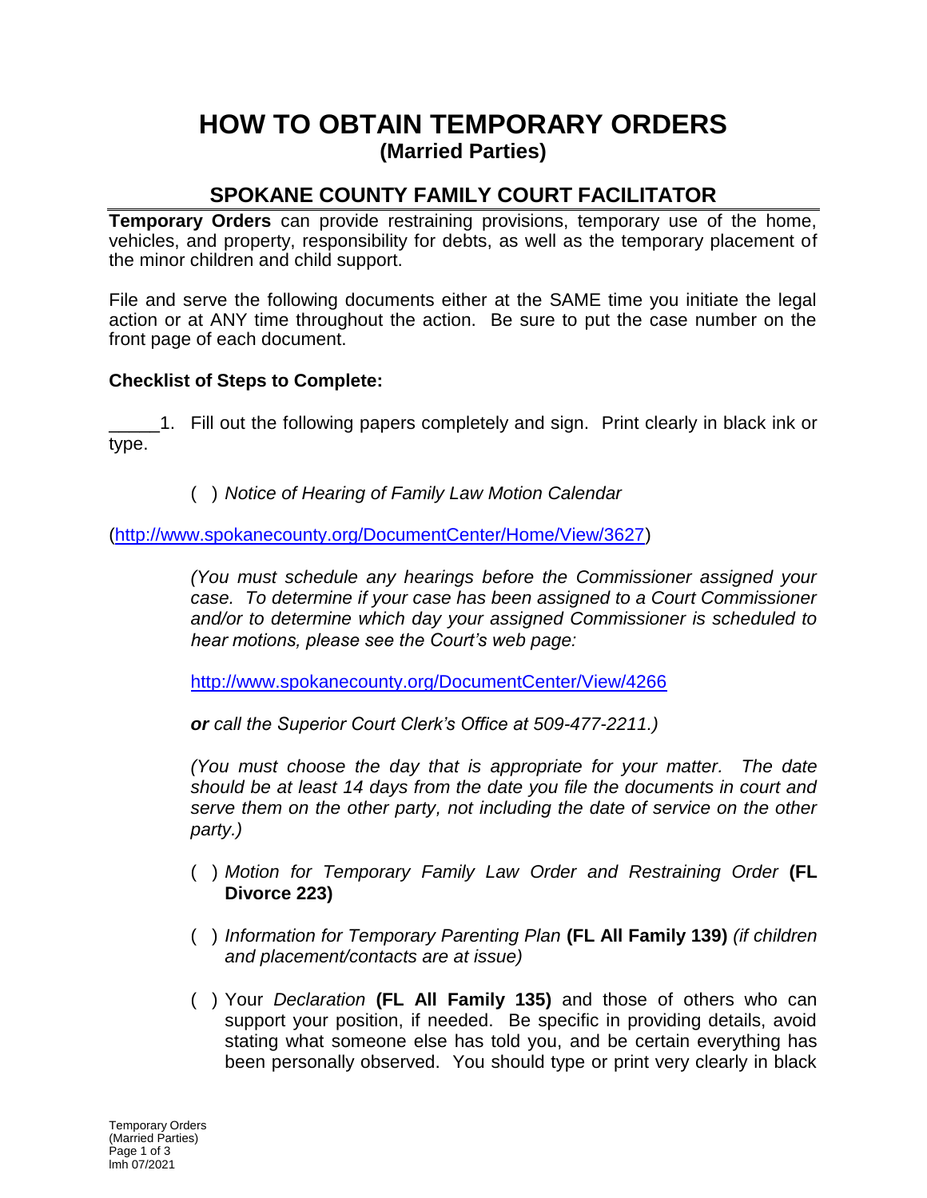# HOW TO OBTAIN TEMPORARY ORDERS
**(Married Parties)**

## SPOKANE COUNTY FAMILY COURT FACILITATOR

**Temporary Orders** can provide restraining provisions, temporary use of the home, vehicles, and property, responsibility for debts, as well as the temporary placement of the minor children and child support.

File and serve the following documents either at the SAME time you initiate the legal action or at ANY time throughout the action. Be sure to put the case number on the front page of each document.

**Checklist of Steps to Complete:**

_____1. Fill out the following papers completely and sign. Print clearly in black ink or type.

( ) *Notice of Hearing of Family Law Motion Calendar*

(http://www.spokanecounty.org/DocumentCenter/Home/View/3627)

*(You must schedule any hearings before the Commissioner assigned your case. To determine if your case has been assigned to a Court Commissioner and/or to determine which day your assigned Commissioner is scheduled to hear motions, please see the Court's web page:*

http://www.spokanecounty.org/DocumentCenter/View/4266

***or** call the Superior Court Clerk's Office at 509-477-2211.)*

*(You must choose the day that is appropriate for your matter. The date should be at least 14 days from the date you file the documents in court and serve them on the other party, not including the date of service on the other party.)*

( ) *Motion for Temporary Family Law Order and Restraining Order* **(FL Divorce 223)**

( ) *Information for Temporary Parenting Plan* **(FL All Family 139)** *(if children and placement/contacts are at issue)*

( ) Your *Declaration* **(FL All Family 135)** and those of others who can support your position, if needed. Be specific in providing details, avoid stating what someone else has told you, and be certain everything has been personally observed. You should type or print very clearly in black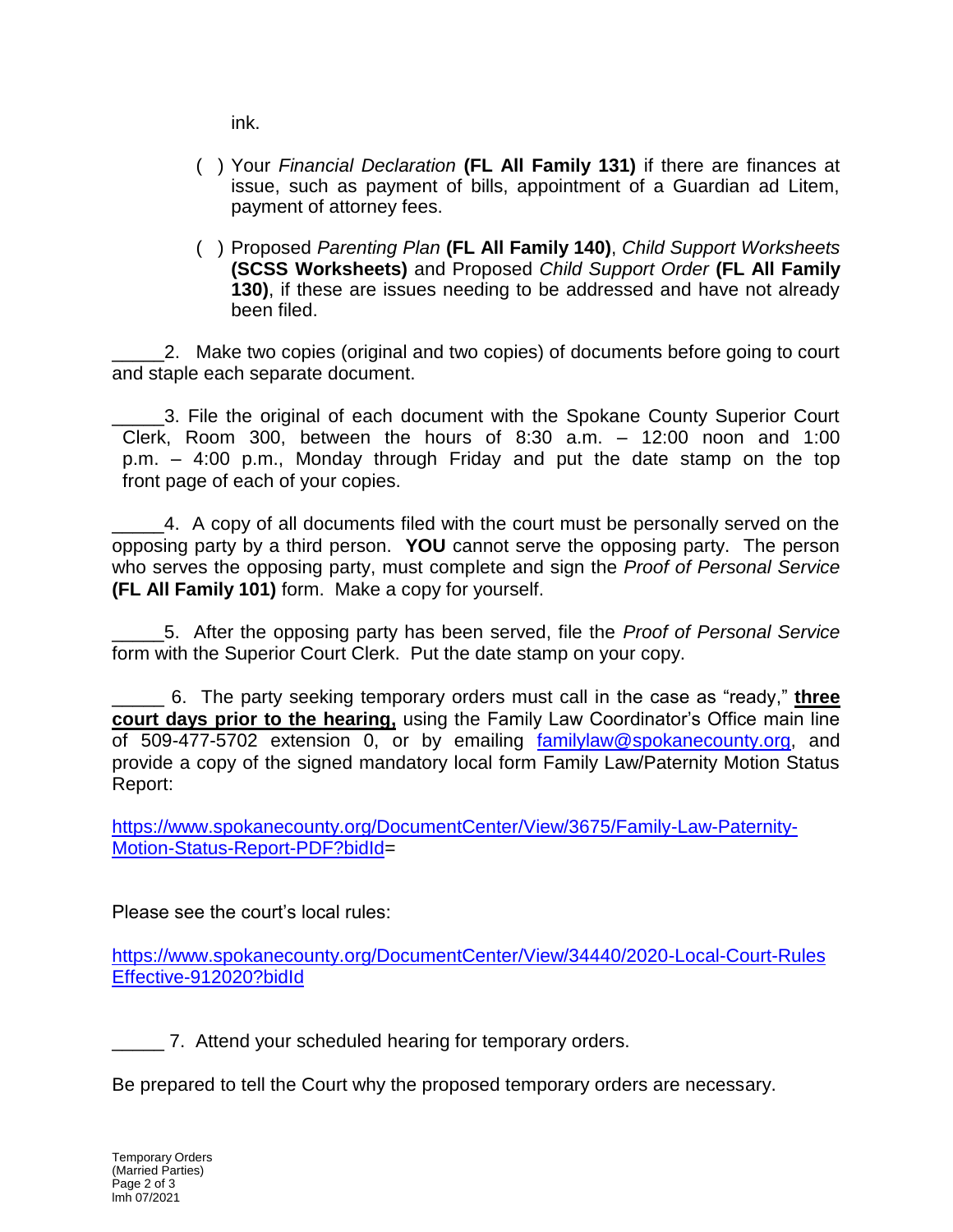ink.

( ) Your *Financial Declaration* **(FL All Family 131)** if there are finances at issue, such as payment of bills, appointment of a Guardian ad Litem, payment of attorney fees.

( ) Proposed *Parenting Plan* **(FL All Family 140)**, *Child Support Worksheets* **(SCSS Worksheets)** and Proposed *Child Support Order* **(FL All Family 130)**, if these are issues needing to be addressed and have not already been filed.

_____2. Make two copies (original and two copies) of documents before going to court and staple each separate document.

_____3. File the original of each document with the Spokane County Superior Court Clerk, Room 300, between the hours of 8:30 a.m. – 12:00 noon and 1:00 p.m. – 4:00 p.m., Monday through Friday and put the date stamp on the top front page of each of your copies.

_____4. A copy of all documents filed with the court must be personally served on the opposing party by a third person. **YOU** cannot serve the opposing party. The person who serves the opposing party, must complete and sign the *Proof of Personal Service* **(FL All Family 101)** form. Make a copy for yourself.

_____5. After the opposing party has been served, file the *Proof of Personal Service* form with the Superior Court Clerk. Put the date stamp on your copy.

_____ 6. The party seeking temporary orders must call in the case as "ready," **three court days prior to the hearing,** using the Family Law Coordinator's Office main line of 509-477-5702 extension 0, or by emailing familylaw@spokanecounty.org, and provide a copy of the signed mandatory local form Family Law/Paternity Motion Status Report:

https://www.spokanecounty.org/DocumentCenter/View/3675/Family-Law-Paternity-Motion-Status-Report-PDF?bidId=

Please see the court's local rules:

https://www.spokanecounty.org/DocumentCenter/View/34440/2020-Local-Court-Rules Effective-912020?bidId

_____ 7. Attend your scheduled hearing for temporary orders.

Be prepared to tell the Court why the proposed temporary orders are necessary.

Temporary Orders
(Married Parties)
lmh 07/2021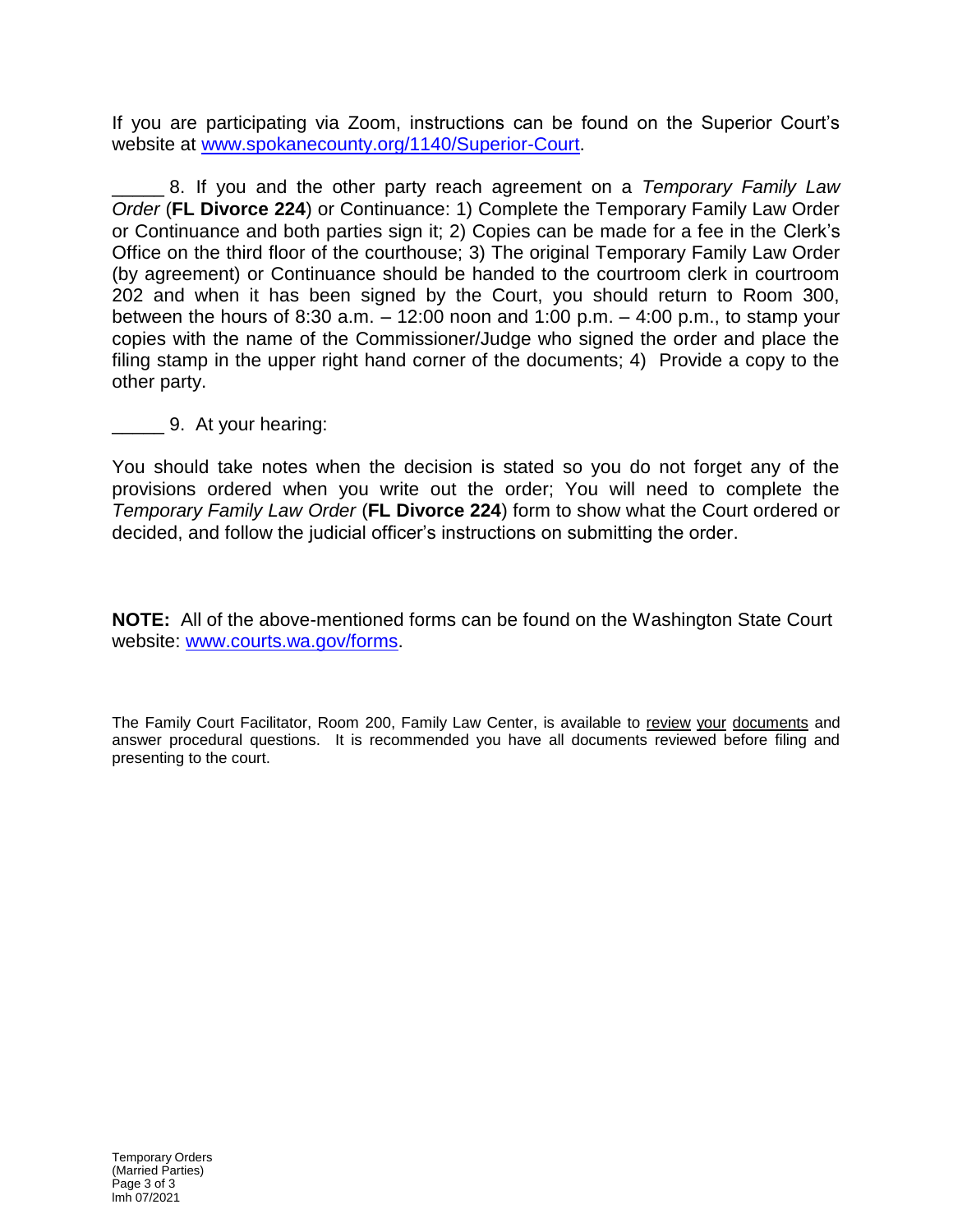If you are participating via Zoom, instructions can be found on the Superior Court's website at [www.spokanecounty.org/1140/Superior-Court](http://www.spokanecounty.org/1140/Superior-Court).

_____ 8. If you and the other party reach agreement on a *Temporary Family Law Order* (**FL Divorce 224**) or Continuance: 1) Complete the Temporary Family Law Order or Continuance and both parties sign it; 2) Copies can be made for a fee in the Clerk's Office on the third floor of the courthouse; 3) The original Temporary Family Law Order (by agreement) or Continuance should be handed to the courtroom clerk in courtroom 202 and when it has been signed by the Court, you should return to Room 300, between the hours of 8:30 a.m. – 12:00 noon and 1:00 p.m. – 4:00 p.m., to stamp your copies with the name of the Commissioner/Judge who signed the order and place the filing stamp in the upper right hand corner of the documents; 4) Provide a copy to the other party.

_____ 9. At your hearing:

You should take notes when the decision is stated so you do not forget any of the provisions ordered when you write out the order; You will need to complete the *Temporary Family Law Order* (**FL Divorce 224**) form to show what the Court ordered or decided, and follow the judicial officer's instructions on submitting the order.

**NOTE:** All of the above-mentioned forms can be found on the Washington State Court website: [www.courts.wa.gov/forms](http://www.courts.wa.gov/forms).

The Family Court Facilitator, Room 200, Family Law Center, is available to review your documents and answer procedural questions. It is recommended you have all documents reviewed before filing and presenting to the court.

Temporary Orders
(Married Parties)
lmh 07/2021